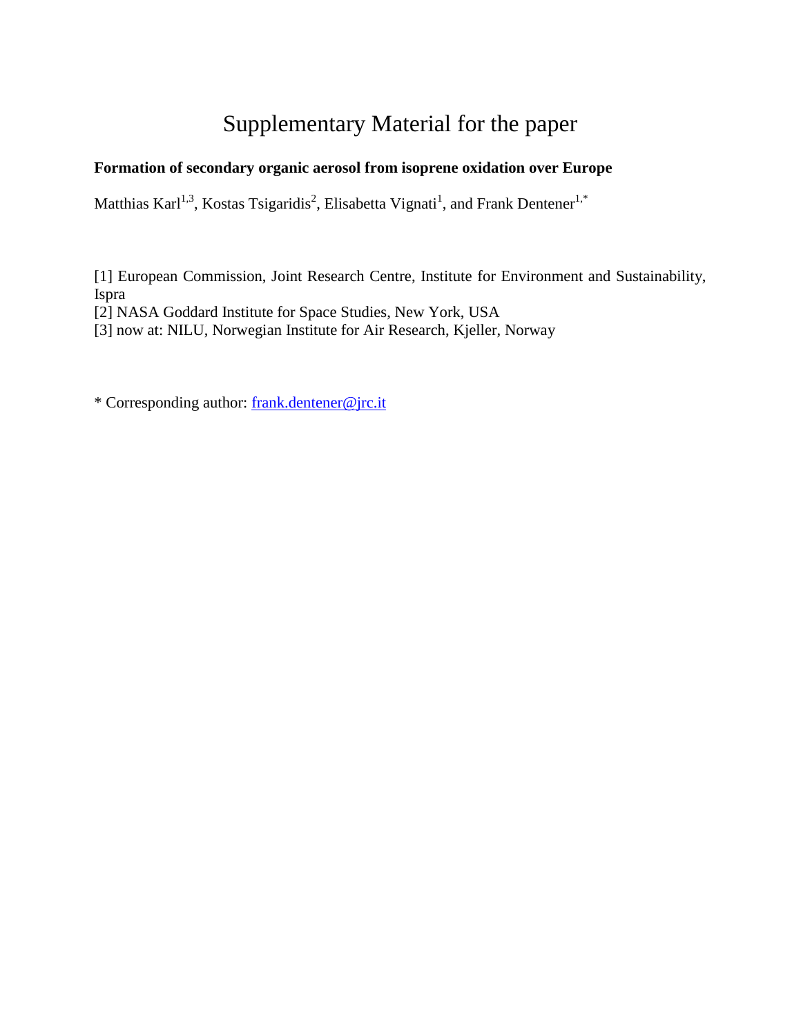# Supplementary Material for the paper

**Formation of secondary organic aerosol from isoprene oxidation over Europe**

Matthias Karl[1,3], Kostas Tsigaridis[2], Elisabetta Vignati[1], and Frank Dentener[1,*]

[1] European Commission, Joint Research Centre, Institute for Environment and Sustainability, Ispra
[2] NASA Goddard Institute for Space Studies, New York, USA
[3] now at: NILU, Norwegian Institute for Air Research, Kjeller, Norway

* Corresponding author: frank.dentener@jrc.it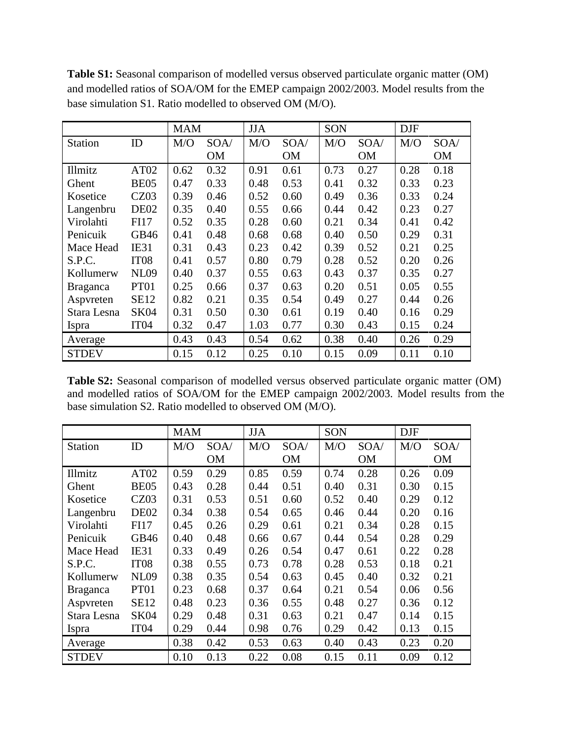**Table S1:** Seasonal comparison of modelled versus observed particulate organic matter (OM) and modelled ratios of SOA/OM for the EMEP campaign 2002/2003. Model results from the base simulation S1. Ratio modelled to observed OM (M/O).

| | | MAM | | JJA | | SON | | DJF | |
|---|---|---|---|---|---|---|---|---|---|
| Station | ID | M/O | SOA/ OM | M/O | SOA/ OM | M/O | SOA/ OM | M/O | SOA/ OM |
| Illmitz | AT02 | 0.62 | 0.32 | 0.91 | 0.61 | 0.73 | 0.27 | 0.28 | 0.18 |
| Ghent | BE05 | 0.47 | 0.33 | 0.48 | 0.53 | 0.41 | 0.32 | 0.33 | 0.23 |
| Kosetice | CZ03 | 0.39 | 0.46 | 0.52 | 0.60 | 0.49 | 0.36 | 0.33 | 0.24 |
| Langenbru | DE02 | 0.35 | 0.40 | 0.55 | 0.66 | 0.44 | 0.42 | 0.23 | 0.27 |
| Virolahti | FI17 | 0.52 | 0.35 | 0.28 | 0.60 | 0.21 | 0.34 | 0.41 | 0.42 |
| Penicuik | GB46 | 0.41 | 0.48 | 0.68 | 0.68 | 0.40 | 0.50 | 0.29 | 0.31 |
| Mace Head | IE31 | 0.31 | 0.43 | 0.23 | 0.42 | 0.39 | 0.52 | 0.21 | 0.25 |
| S.P.C. | IT08 | 0.41 | 0.57 | 0.80 | 0.79 | 0.28 | 0.52 | 0.20 | 0.26 |
| Kollumerw | NL09 | 0.40 | 0.37 | 0.55 | 0.63 | 0.43 | 0.37 | 0.35 | 0.27 |
| Braganca | PT01 | 0.25 | 0.66 | 0.37 | 0.63 | 0.20 | 0.51 | 0.05 | 0.55 |
| Aspvreten | SE12 | 0.82 | 0.21 | 0.35 | 0.54 | 0.49 | 0.27 | 0.44 | 0.26 |
| Stara Lesna | SK04 | 0.31 | 0.50 | 0.30 | 0.61 | 0.19 | 0.40 | 0.16 | 0.29 |
| Ispra | IT04 | 0.32 | 0.47 | 1.03 | 0.77 | 0.30 | 0.43 | 0.15 | 0.24 |
| Average | | 0.43 | 0.43 | 0.54 | 0.62 | 0.38 | 0.40 | 0.26 | 0.29 |
| STDEV | | 0.15 | 0.12 | 0.25 | 0.10 | 0.15 | 0.09 | 0.11 | 0.10 |

**Table S2:** Seasonal comparison of modelled versus observed particulate organic matter (OM) and modelled ratios of SOA/OM for the EMEP campaign 2002/2003. Model results from the base simulation S2. Ratio modelled to observed OM (M/O).

| | | MAM | | JJA | | SON | | DJF | |
|---|---|---|---|---|---|---|---|---|---|
| Station | ID | M/O | SOA/ OM | M/O | SOA/ OM | M/O | SOA/ OM | M/O | SOA/ OM |
| Illmitz | AT02 | 0.59 | 0.29 | 0.85 | 0.59 | 0.74 | 0.28 | 0.26 | 0.09 |
| Ghent | BE05 | 0.43 | 0.28 | 0.44 | 0.51 | 0.40 | 0.31 | 0.30 | 0.15 |
| Kosetice | CZ03 | 0.31 | 0.53 | 0.51 | 0.60 | 0.52 | 0.40 | 0.29 | 0.12 |
| Langenbru | DE02 | 0.34 | 0.38 | 0.54 | 0.65 | 0.46 | 0.44 | 0.20 | 0.16 |
| Virolahti | FI17 | 0.45 | 0.26 | 0.29 | 0.61 | 0.21 | 0.34 | 0.28 | 0.15 |
| Penicuik | GB46 | 0.40 | 0.48 | 0.66 | 0.67 | 0.44 | 0.54 | 0.28 | 0.29 |
| Mace Head | IE31 | 0.33 | 0.49 | 0.26 | 0.54 | 0.47 | 0.61 | 0.22 | 0.28 |
| S.P.C. | IT08 | 0.38 | 0.55 | 0.73 | 0.78 | 0.28 | 0.53 | 0.18 | 0.21 |
| Kollumerw | NL09 | 0.38 | 0.35 | 0.54 | 0.63 | 0.45 | 0.40 | 0.32 | 0.21 |
| Braganca | PT01 | 0.23 | 0.68 | 0.37 | 0.64 | 0.21 | 0.54 | 0.06 | 0.56 |
| Aspvreten | SE12 | 0.48 | 0.23 | 0.36 | 0.55 | 0.48 | 0.27 | 0.36 | 0.12 |
| Stara Lesna | SK04 | 0.29 | 0.48 | 0.31 | 0.63 | 0.21 | 0.47 | 0.14 | 0.15 |
| Ispra | IT04 | 0.29 | 0.44 | 0.98 | 0.76 | 0.29 | 0.42 | 0.13 | 0.15 |
| Average | | 0.38 | 0.42 | 0.53 | 0.63 | 0.40 | 0.43 | 0.23 | 0.20 |
| STDEV | | 0.10 | 0.13 | 0.22 | 0.08 | 0.15 | 0.11 | 0.09 | 0.12 |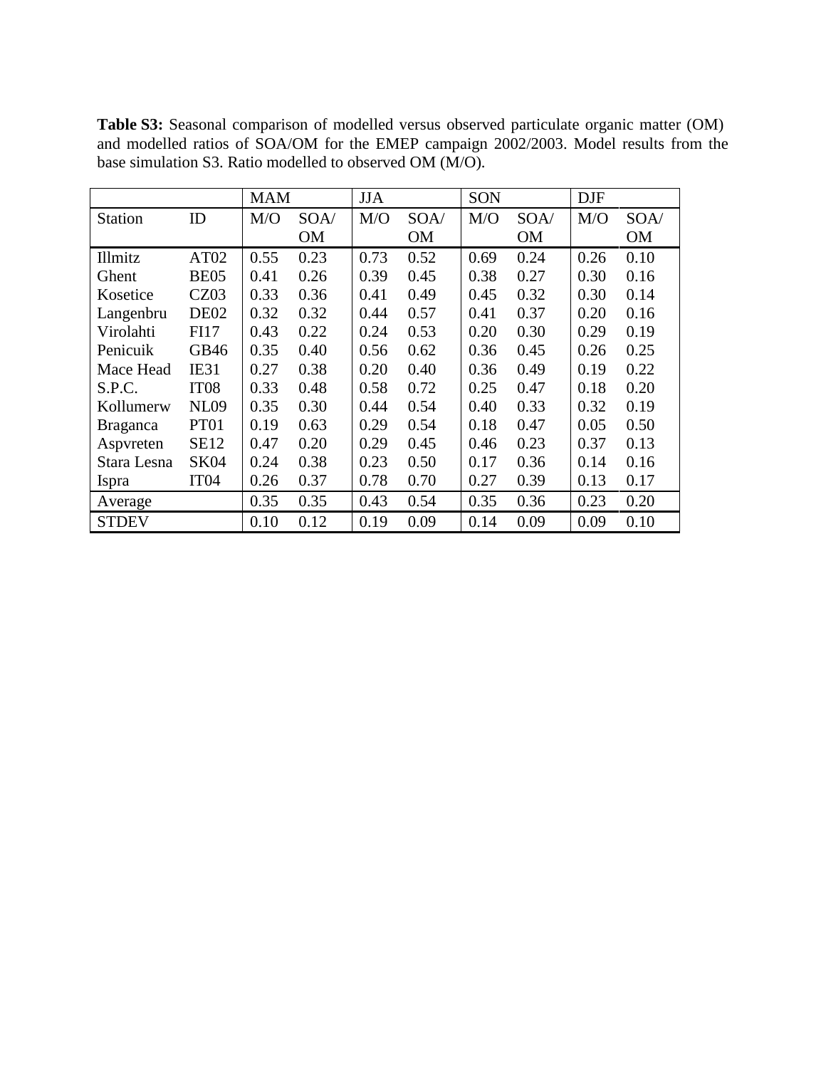**Table S3:** Seasonal comparison of modelled versus observed particulate organic matter (OM) and modelled ratios of SOA/OM for the EMEP campaign 2002/2003. Model results from the base simulation S3. Ratio modelled to observed OM (M/O).

| | | MAM | | JJA | | SON | | DJF | |
|---|---|---|---|---|---|---|---|---|---|
| Station | ID | M/O | SOA/OM | M/O | SOA/OM | M/O | SOA/OM | M/O | SOA/OM |
| Illmitz | AT02 | 0.55 | 0.23 | 0.73 | 0.52 | 0.69 | 0.24 | 0.26 | 0.10 |
| Ghent | BE05 | 0.41 | 0.26 | 0.39 | 0.45 | 0.38 | 0.27 | 0.30 | 0.16 |
| Kosetice | CZ03 | 0.33 | 0.36 | 0.41 | 0.49 | 0.45 | 0.32 | 0.30 | 0.14 |
| Langenbru | DE02 | 0.32 | 0.32 | 0.44 | 0.57 | 0.41 | 0.37 | 0.20 | 0.16 |
| Virolahti | FI17 | 0.43 | 0.22 | 0.24 | 0.53 | 0.20 | 0.30 | 0.29 | 0.19 |
| Penicuik | GB46 | 0.35 | 0.40 | 0.56 | 0.62 | 0.36 | 0.45 | 0.26 | 0.25 |
| Mace Head | IE31 | 0.27 | 0.38 | 0.20 | 0.40 | 0.36 | 0.49 | 0.19 | 0.22 |
| S.P.C. | IT08 | 0.33 | 0.48 | 0.58 | 0.72 | 0.25 | 0.47 | 0.18 | 0.20 |
| Kollumerw | NL09 | 0.35 | 0.30 | 0.44 | 0.54 | 0.40 | 0.33 | 0.32 | 0.19 |
| Braganca | PT01 | 0.19 | 0.63 | 0.29 | 0.54 | 0.18 | 0.47 | 0.05 | 0.50 |
| Aspvreten | SE12 | 0.47 | 0.20 | 0.29 | 0.45 | 0.46 | 0.23 | 0.37 | 0.13 |
| Stara Lesna | SK04 | 0.24 | 0.38 | 0.23 | 0.50 | 0.17 | 0.36 | 0.14 | 0.16 |
| Ispra | IT04 | 0.26 | 0.37 | 0.78 | 0.70 | 0.27 | 0.39 | 0.13 | 0.17 |
| Average | | 0.35 | 0.35 | 0.43 | 0.54 | 0.35 | 0.36 | 0.23 | 0.20 |
| STDEV | | 0.10 | 0.12 | 0.19 | 0.09 | 0.14 | 0.09 | 0.09 | 0.10 |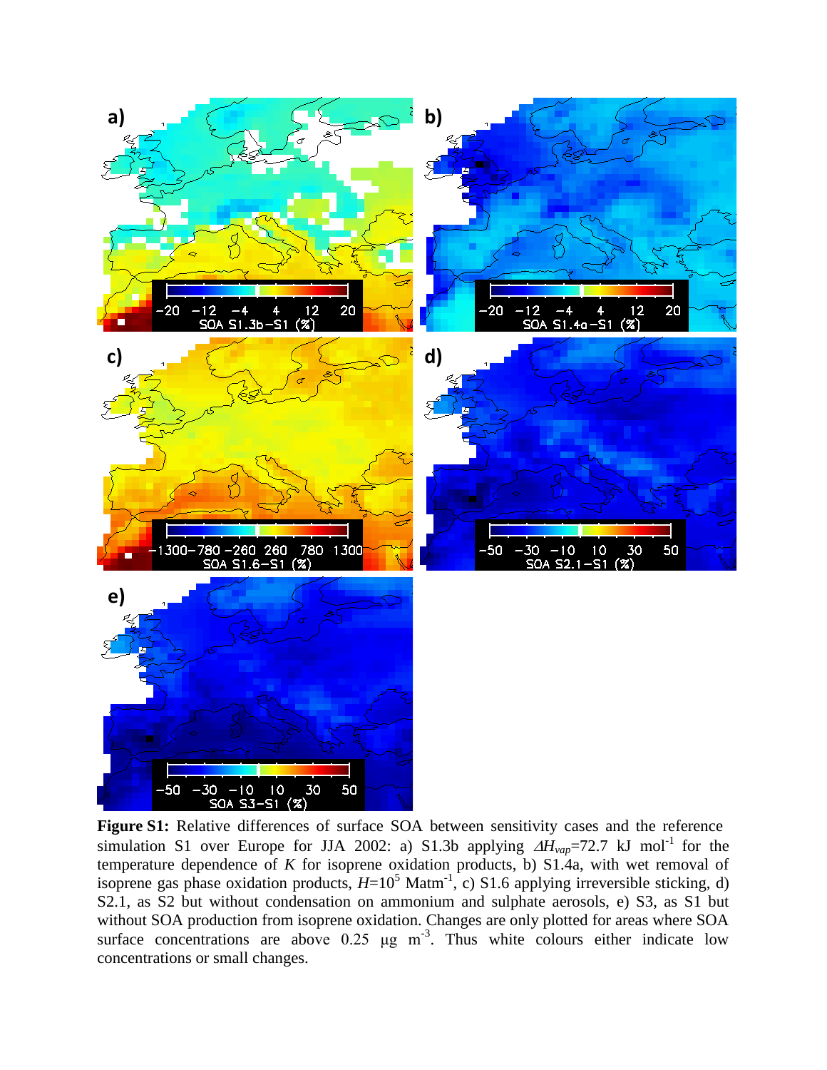**Figure S1:** Relative differences of surface SOA between sensitivity cases and the reference simulation S1 over Europe for JJA 2002: a) S1.3b applying $\Delta H_{vap}$=72.7 kJ mol$^{-1}$ for the temperature dependence of $K$ for isoprene oxidation products, b) S1.4a, with wet removal of isoprene gas phase oxidation products, $H$=10$^5$ Matm$^{-1}$, c) S1.6 applying irreversible sticking, d) S2.1, as S2 but without condensation on ammonium and sulphate aerosols, e) S3, as S1 but without SOA production from isoprene oxidation. Changes are only plotted for areas where SOA surface concentrations are above 0.25 µg m$^{-3}$. Thus white colours either indicate low concentrations or small changes.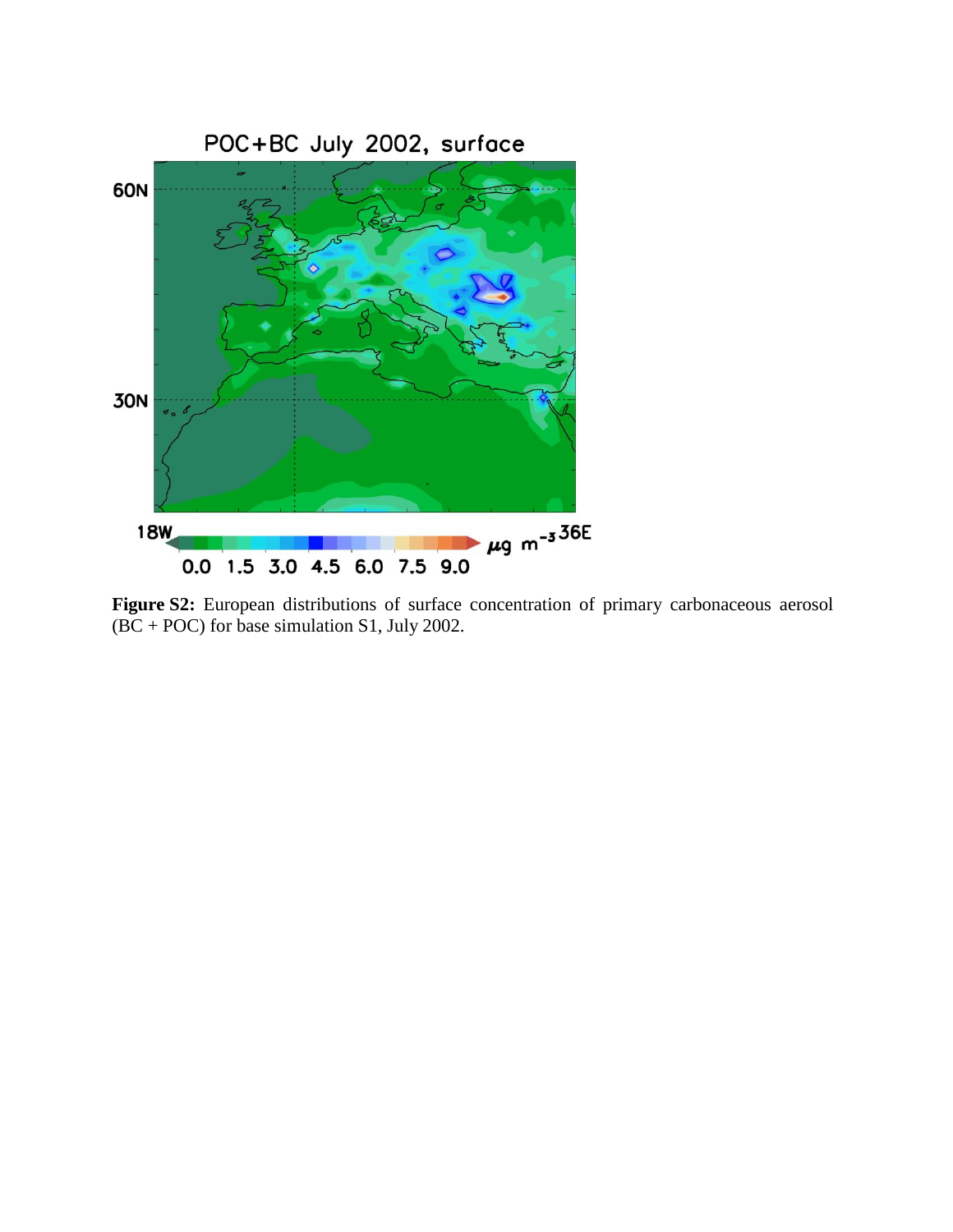**Figure S2:** European distributions of surface concentration of primary carbonaceous aerosol (BC + POC) for base simulation S1, July 2002.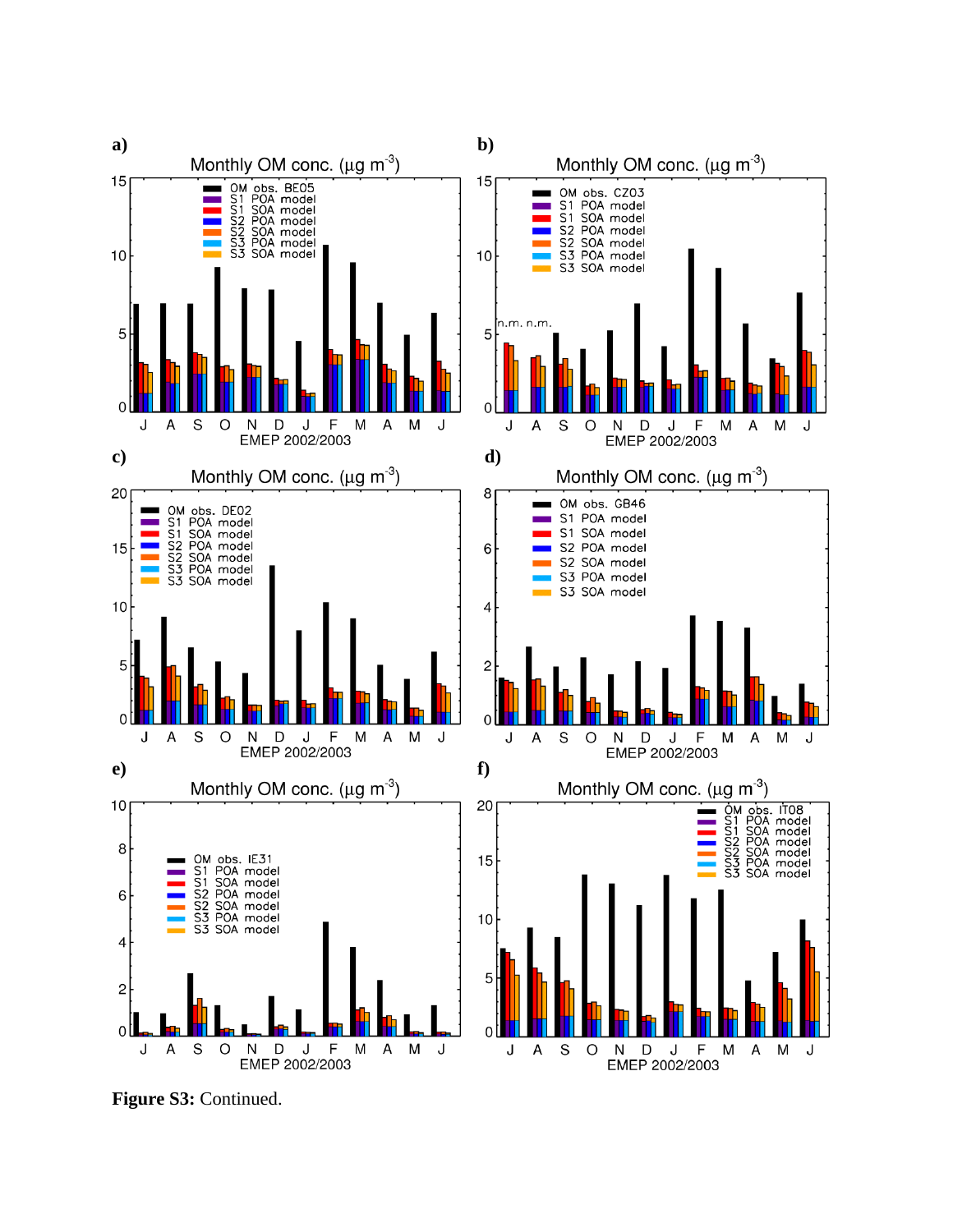**Figure S3:** Continued.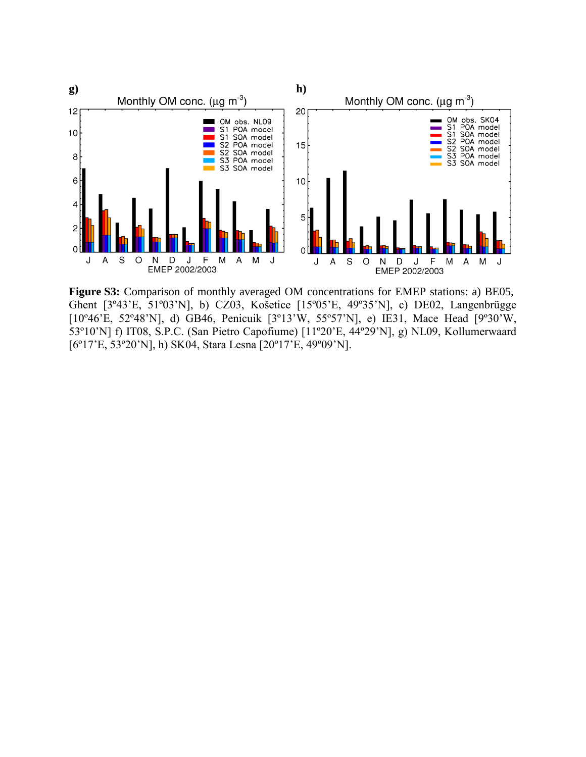g)

Monthly OM conc. (μg m$^{-3}$)

12
10
8
6
4
2
0

OM obs. NL09
S1 POA model
S1 SOA model
S2 POA model
S2 SOA model
S3 POA model
S3 SOA model

J A S O N D J F M A M J

EMEP 2002/2003

h)

Monthly OM conc. (μg m$^{-3}$)

20
15
10
5
0

OM obs. SK04
S1 POA model
S1 SOA model
S2 POA model
S2 SOA model
S3 POA model
S3 SOA model

J A S O N D J F M A M J

EMEP 2002/2003

**Figure S3:** Comparison of monthly averaged OM concentrations for EMEP stations: a) BE05, Ghent [3º43'E, 51º03'N], b) CZ03, Košetice [15º05'E, 49º35'N], c) DE02, Langenbrügge [10º46'E, 52º48'N], d) GB46, Penicuik [3º13'W, 55º57'N], e) IE31, Mace Head [9º30'W, 53º10'N] f) IT08, S.P.C. (San Pietro Capofiume) [11º20'E, 44º29'N], g) NL09, Kollumerwaard [6º17'E, 53º20'N], h) SK04, Stara Lesna [20º17'E, 49º09'N].